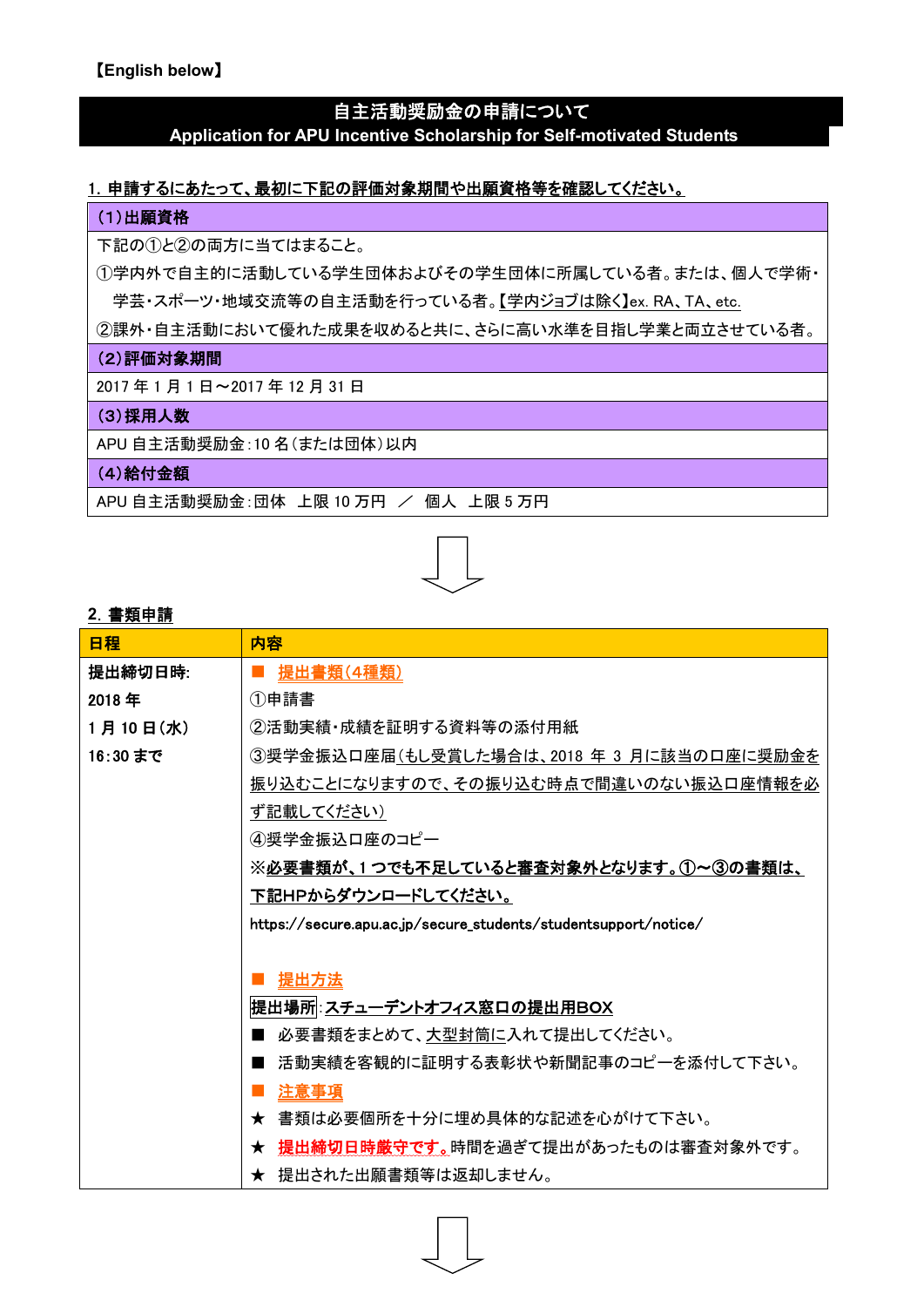【English below】

# 自主活動奨励金の申請について
## Application for APU Incentive Scholarship for Self-motivated Students

### 1. 申請するにあたって、最初に下記の評価対象期間や出願資格等を確認してください。

| （1）出願資格 |
|---|
| 下記の①と②の両方に当てはまること。<br>①学内外で自主的に活動している学生団体およびその学生団体に所属している者。または、個人で学術・学芸・スポーツ・地域交流等の自主活動を行っている者。【学内ジョブは除く】ex. RA、TA、etc.<br>②課外・自主活動において優れた成果を収めると共に、さらに高い水準を目指し学業と両立させている者。 |
| **（2）評価対象期間** |
| 2017 年 1 月 1 日～2017 年 12 月 31 日 |
| **（3）採用人数** |
| APU 自主活動奨励金：10 名（または団体）以内 |
| **（4）給付金額** |
| APU 自主活動奨励金：団体　上限 10 万円　／　個人　上限 5 万円 |

⇩

### 2. 書類申請

| 日程 | 内容 |
|---|---|
| **提出締切日時:<br>2018 年<br>1 月 10 日(水)<br>16:30 まで** | ■ **提出書類(4種類)**<br>①申請書<br>②活動実績・成績を証明する資料等の添付用紙<br>③奨学金振込口座届(もし受賞した場合は、2018 年 3 月に該当の口座に奨学金を振り込むことになりますので、その振り込む時点で間違いのない振込口座情報を必ず記載してください)<br>④奨学金振込口座のコピー<br>**※必要書類が、1 つでも不足していると審査対象外となります。①～③の書類は、下記HPからダウンロードしてください。**<br>https://secure.apu.ac.jp/secure_students/studentsupport/notice/<br><br>■ **提出方法**<br>**提出場所:スチューデントオフィス窓口の提出用BOX**<br>■ 必要書類をまとめて、大型封筒に入れて提出してください。<br>■ 活動実績を客観的に証明する表彰状や新聞記事のコピーを添付して下さい。<br>■ **注意事項**<br>★ 書類は必要個所を十分に埋め具体的な記述を心がけて下さい。<br>★ **提出締切日時厳守です。**時間を過ぎて提出があったものは審査対象外です。<br>★ 提出された出願書類等は返却しません。 |

⇩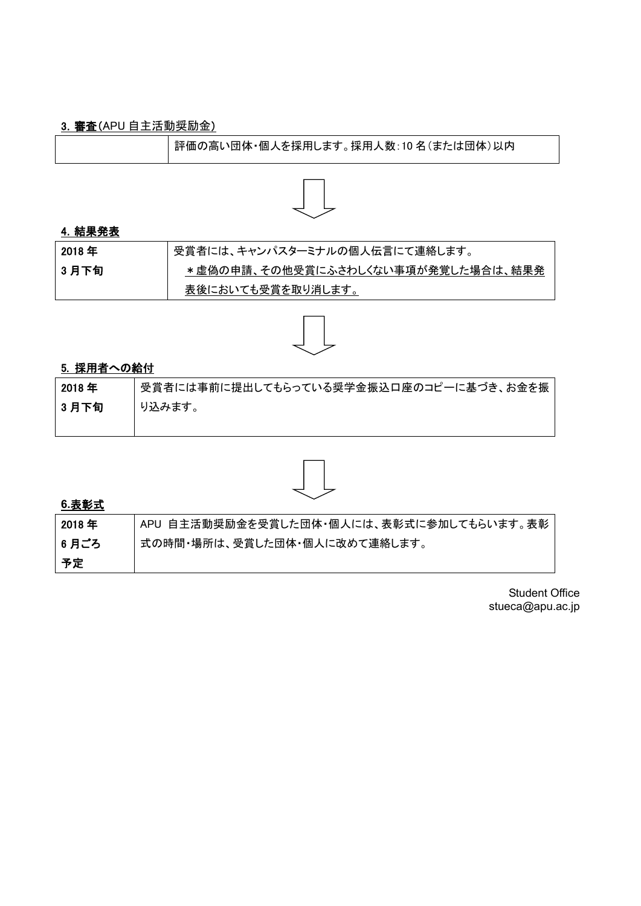**3. 審査**(APU 自主活動奨励金)

| | |
|---|---|
| | 評価の高い団体・個人を採用します。採用人数:10 名(または団体)以内 |

**4. 結果発表**

| | |
|---|---|
| 2018 年<br>3 月下旬 | 受賞者には、キャンパスターミナルの個人伝言にて連絡します。<br>＊虚偽の申請、その他受賞にふさわしくない事項が発覚した場合は、結果発表後においても受賞を取り消します。 |

**5. 採用者への給付**

| | |
|---|---|
| 2018 年<br>3 月下旬 | 受賞者には事前に提出してもらっている奨学金振込口座のコピーに基づき、お金を振り込みます。 |

**6.表彰式**

| | |
|---|---|
| 2018 年<br>6 月ごろ<br>予定 | APU 自主活動奨励金を受賞した団体・個人には、表彰式に参加してもらいます。表彰式の時間・場所は、受賞した団体・個人に改めて連絡します。 |

Student Office
stueca@apu.ac.jp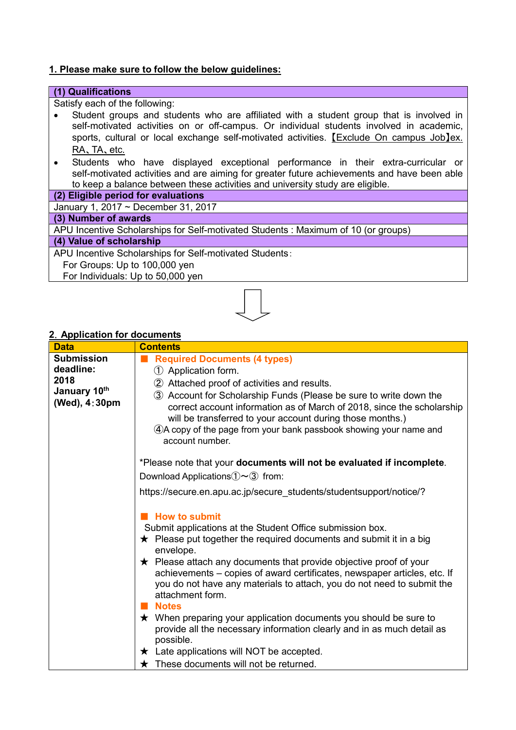## 1. Please make sure to follow the below guidelines:

| (1) Qualifications |
|---|
| Satisfy each of the following:<br>• Student groups and students who are affiliated with a student group that is involved in self-motivated activities on or off-campus. Or individual students involved in academic, sports, cultural or local exchange self-motivated activities. 【Exclude On campus Job】ex. RA、TA、etc.<br>• Students who have displayed exceptional performance in their extra-curricular or self-motivated activities and are aiming for greater future achievements and have been able to keep a balance between these activities and university study are eligible. |
| **(2) Eligible period for evaluations** |
| January 1, 2017 ~ December 31, 2017 |
| **(3) Number of awards** |
| APU Incentive Scholarships for Self-motivated Students : Maximum of 10 (or groups) |
| **(4) Value of scholarship** |
| APU Incentive Scholarships for Self-motivated Students：<br>For Groups: Up to 100,000 yen<br>For Individuals: Up to 50,000 yen |

⇩

## 2. Application for documents

| Data | Contents |
|---|---|
| **Submission deadline: 2018 January 10th (Wed), 4：30pm** | ■ **Required Documents (4 types)**<br>① Application form.<br>② Attached proof of activities and results.<br>③ Account for Scholarship Funds (Please be sure to write down the correct account information as of March of 2018, since the scholarship will be transferred to your account during those months.)<br>④A copy of the page from your bank passbook showing your name and account number.<br><br>*Please note that your **documents will not be evaluated if incomplete**.<br>Download Applications①~③ from:<br>https://secure.en.apu.ac.jp/secure_students/studentsupport/notice/?<br><br>■ **How to submit**<br>Submit applications at the Student Office submission box.<br>★ Please put together the required documents and submit it in a big envelope.<br>★ Please attach any documents that provide objective proof of your achievements – copies of award certificates, newspaper articles, etc. If you do not have any materials to attach, you do not need to submit the attachment form.<br>■ **Notes**<br>★ When preparing your application documents you should be sure to provide all the necessary information clearly and in as much detail as possible.<br>★ Late applications will NOT be accepted.<br>★ These documents will not be returned. |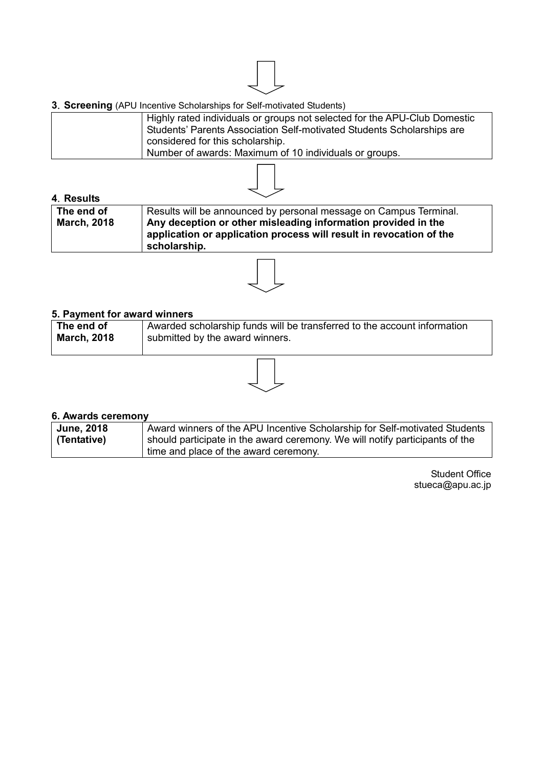### 3. Screening (APU Incentive Scholarships for Self-motivated Students)

| | |
|---|---|
| | Highly rated individuals or groups not selected for the APU-Club Domestic Students' Parents Association Self-motivated Students Scholarships are considered for this scholarship.<br>Number of awards: Maximum of 10 individuals or groups. |

### 4. Results

| | |
|---|---|
| **The end of March, 2018** | Results will be announced by personal message on Campus Terminal.<br>**Any deception or other misleading information provided in the application or application process will result in revocation of the scholarship.** |

### 5. Payment for award winners

| | |
|---|---|
| **The end of March, 2018** | Awarded scholarship funds will be transferred to the account information submitted by the award winners. |

### 6. Awards ceremony

| | |
|---|---|
| **June, 2018 (Tentative)** | Award winners of the APU Incentive Scholarship for Self-motivated Students should participate in the award ceremony. We will notify participants of the time and place of the award ceremony. |

Student Office
stueca@apu.ac.jp